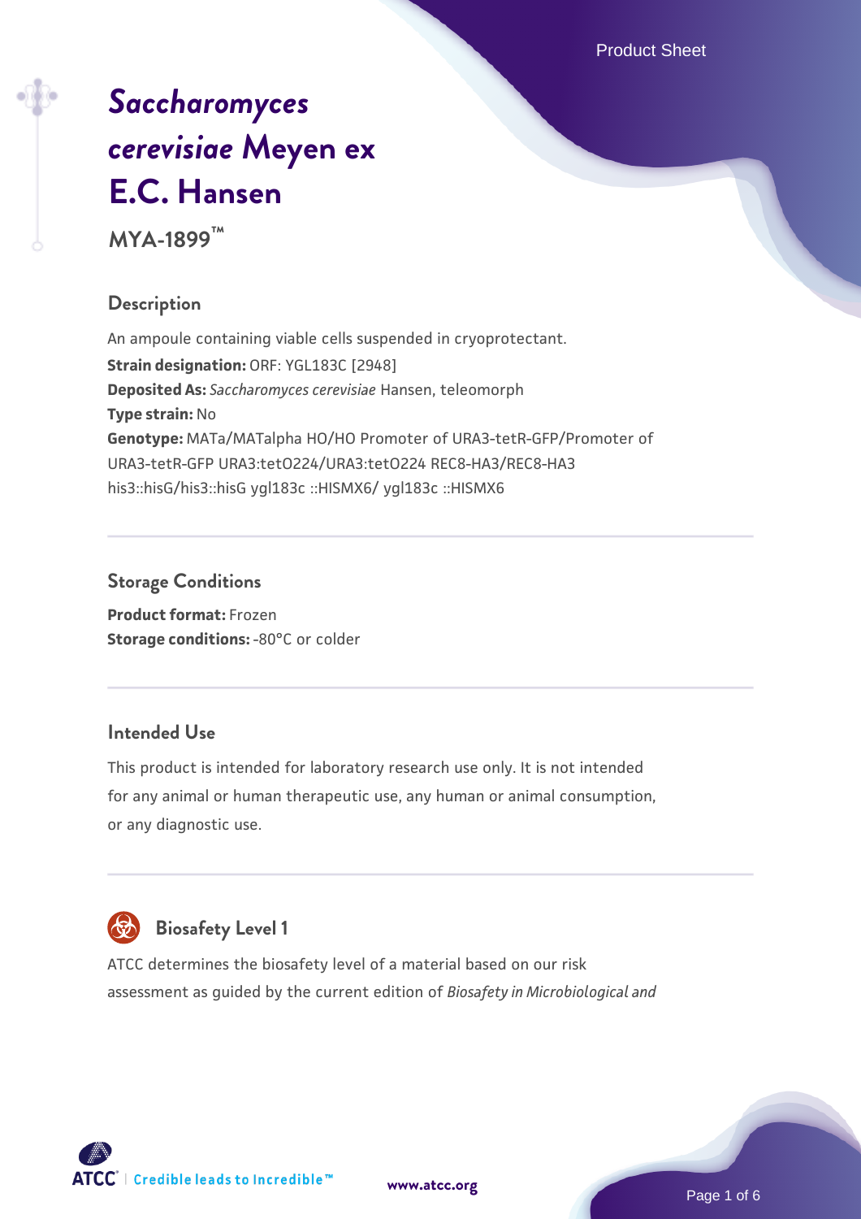# *Saccharomyces cerevisiae* Meyen ex E.C. Hansen

**MYA-1899™**

## Description

An ampoule containing viable cells suspended in cryoprotectant.

**Strain designation:** ORF: YGL183C [2948]

**Deposited As:** *Saccharomyces cerevisiae* Hansen, teleomorph

**Type strain:** No

**Genotype:** MATa/MATalpha HO/HO Promoter of URA3-tetR-GFP/Promoter of URA3-tetR-GFP URA3:tetO224/URA3:tetO224 REC8-HA3/REC8-HA3 his3::hisG/his3::hisG ygl183c ::HISMX6/ ygl183c ::HISMX6

## Storage Conditions

**Product format:** Frozen

**Storage conditions:** -80°C or colder

## Intended Use

This product is intended for laboratory research use only. It is not intended for any animal or human therapeutic use, any human or animal consumption, or any diagnostic use.

## Biosafety Level 1

ATCC determines the biosafety level of a material based on our risk assessment as guided by the current edition of *Biosafety in Microbiological and*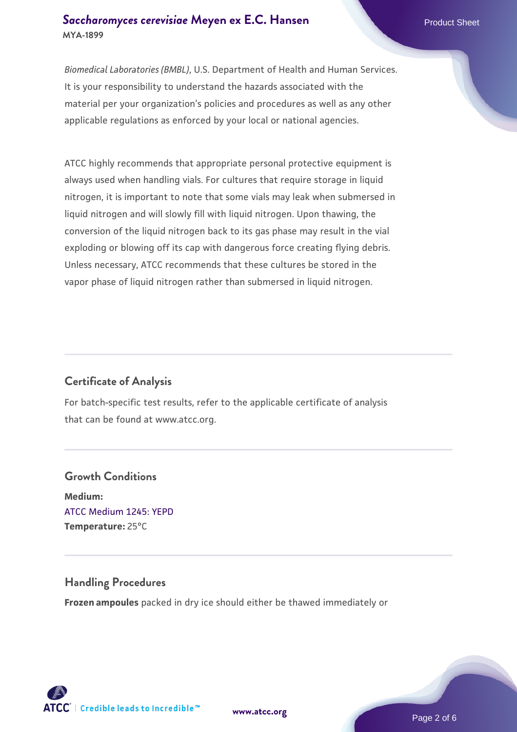*Biomedical Laboratories (BMBL)*, U.S. Department of Health and Human Services. It is your responsibility to understand the hazards associated with the material per your organization's policies and procedures as well as any other applicable regulations as enforced by your local or national agencies.

ATCC highly recommends that appropriate personal protective equipment is always used when handling vials. For cultures that require storage in liquid nitrogen, it is important to note that some vials may leak when submersed in liquid nitrogen and will slowly fill with liquid nitrogen. Upon thawing, the conversion of the liquid nitrogen back to its gas phase may result in the vial exploding or blowing off its cap with dangerous force creating flying debris. Unless necessary, ATCC recommends that these cultures be stored in the vapor phase of liquid nitrogen rather than submersed in liquid nitrogen.

## Certificate of Analysis

For batch-specific test results, refer to the applicable certificate of analysis that can be found at www.atcc.org.

## Growth Conditions

**Medium:**
ATCC Medium 1245: YEPD
**Temperature:** 25°C

## Handling Procedures

**Frozen ampoules** packed in dry ice should either be thawed immediately or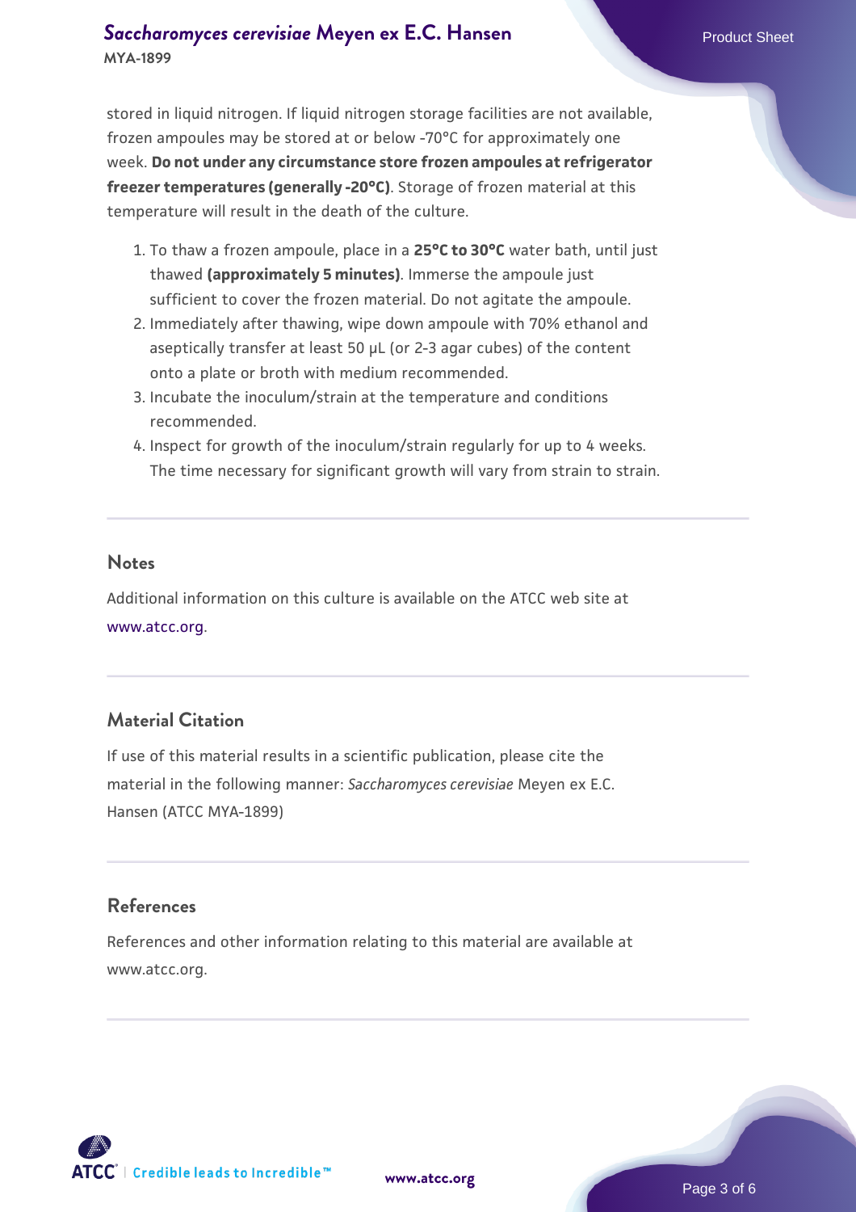stored in liquid nitrogen. If liquid nitrogen storage facilities are not available, frozen ampoules may be stored at or below -70°C for approximately one week. **Do not under any circumstance store frozen ampoules at refrigerator freezer temperatures (generally -20°C)**. Storage of frozen material at this temperature will result in the death of the culture.

1. To thaw a frozen ampoule, place in a **25°C to 30°C** water bath, until just thawed **(approximately 5 minutes)**. Immerse the ampoule just sufficient to cover the frozen material. Do not agitate the ampoule.
2. Immediately after thawing, wipe down ampoule with 70% ethanol and aseptically transfer at least 50 µL (or 2-3 agar cubes) of the content onto a plate or broth with medium recommended.
3. Incubate the inoculum/strain at the temperature and conditions recommended.
4. Inspect for growth of the inoculum/strain regularly for up to 4 weeks. The time necessary for significant growth will vary from strain to strain.

## Notes

Additional information on this culture is available on the ATCC web site at www.atcc.org.

## Material Citation

If use of this material results in a scientific publication, please cite the material in the following manner: *Saccharomyces cerevisiae* Meyen ex E.C. Hansen (ATCC MYA-1899)

## References

References and other information relating to this material are available at www.atcc.org.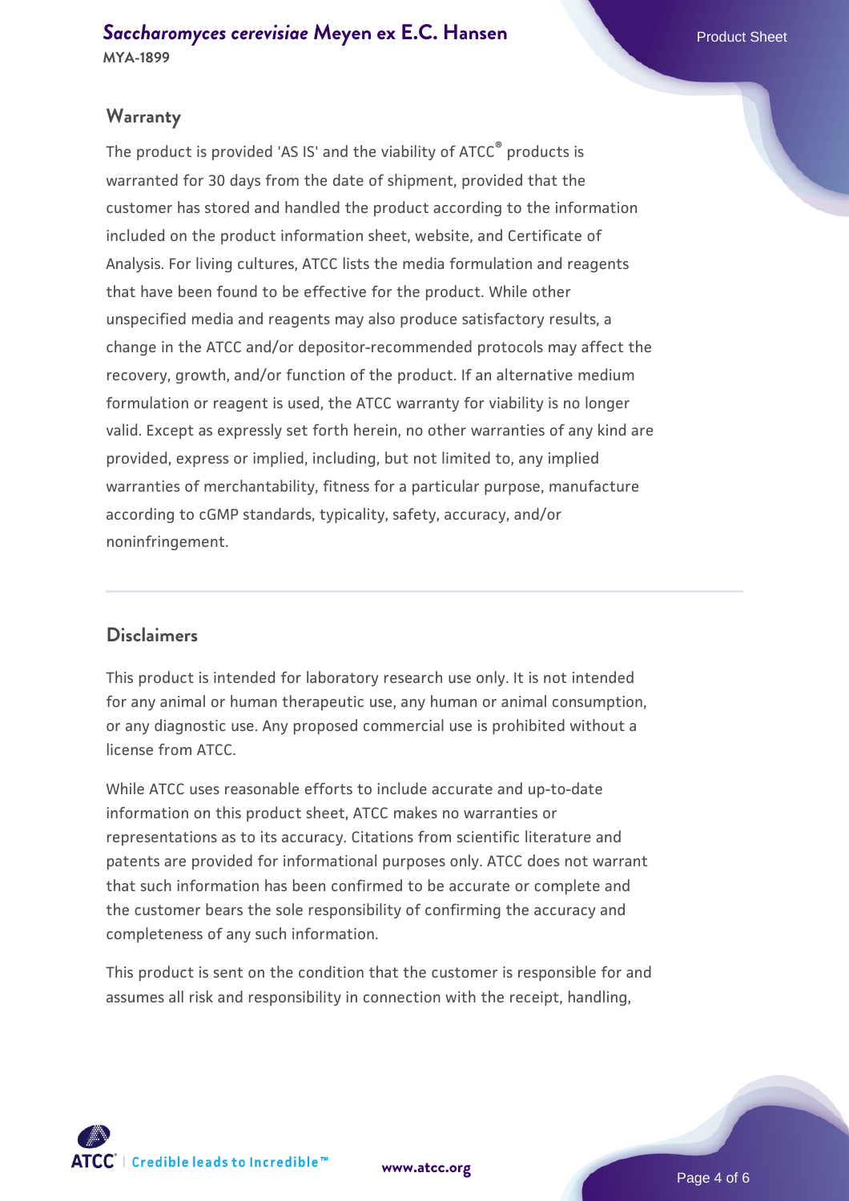## Warranty

The product is provided 'AS IS' and the viability of ATCC® products is warranted for 30 days from the date of shipment, provided that the customer has stored and handled the product according to the information included on the product information sheet, website, and Certificate of Analysis. For living cultures, ATCC lists the media formulation and reagents that have been found to be effective for the product. While other unspecified media and reagents may also produce satisfactory results, a change in the ATCC and/or depositor-recommended protocols may affect the recovery, growth, and/or function of the product. If an alternative medium formulation or reagent is used, the ATCC warranty for viability is no longer valid. Except as expressly set forth herein, no other warranties of any kind are provided, express or implied, including, but not limited to, any implied warranties of merchantability, fitness for a particular purpose, manufacture according to cGMP standards, typicality, safety, accuracy, and/or noninfringement.

## Disclaimers

This product is intended for laboratory research use only. It is not intended for any animal or human therapeutic use, any human or animal consumption, or any diagnostic use. Any proposed commercial use is prohibited without a license from ATCC.

While ATCC uses reasonable efforts to include accurate and up-to-date information on this product sheet, ATCC makes no warranties or representations as to its accuracy. Citations from scientific literature and patents are provided for informational purposes only. ATCC does not warrant that such information has been confirmed to be accurate or complete and the customer bears the sole responsibility of confirming the accuracy and completeness of any such information.

This product is sent on the condition that the customer is responsible for and assumes all risk and responsibility in connection with the receipt, handling,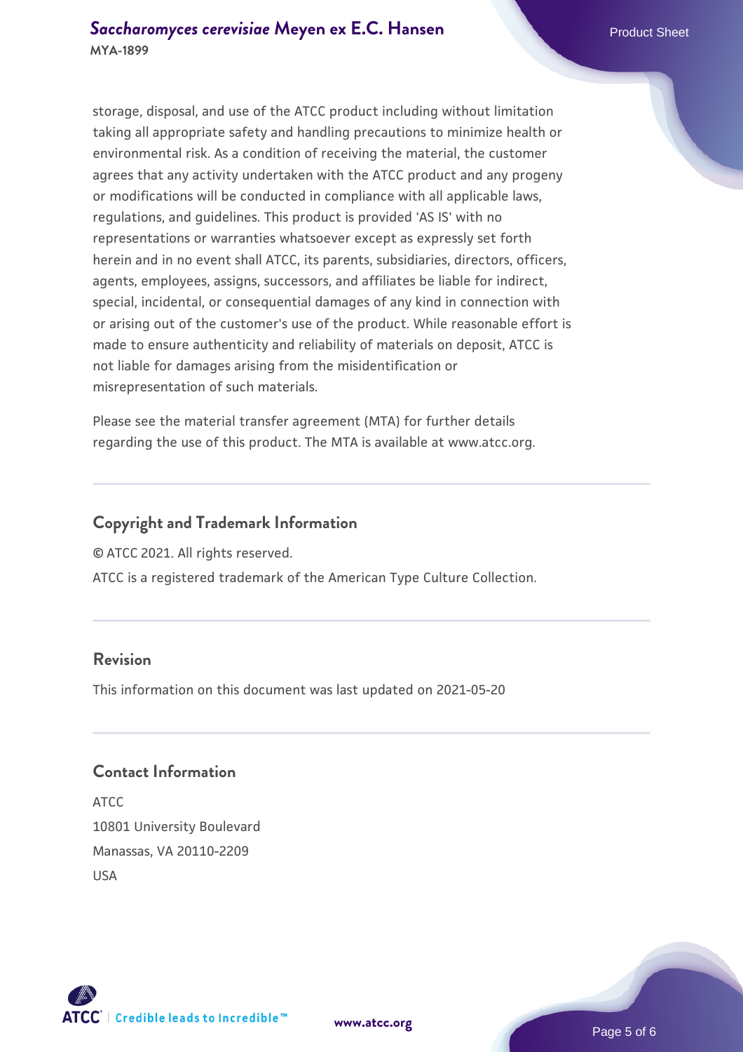storage, disposal, and use of the ATCC product including without limitation taking all appropriate safety and handling precautions to minimize health or environmental risk. As a condition of receiving the material, the customer agrees that any activity undertaken with the ATCC product and any progeny or modifications will be conducted in compliance with all applicable laws, regulations, and guidelines. This product is provided 'AS IS' with no representations or warranties whatsoever except as expressly set forth herein and in no event shall ATCC, its parents, subsidiaries, directors, officers, agents, employees, assigns, successors, and affiliates be liable for indirect, special, incidental, or consequential damages of any kind in connection with or arising out of the customer's use of the product. While reasonable effort is made to ensure authenticity and reliability of materials on deposit, ATCC is not liable for damages arising from the misidentification or misrepresentation of such materials.

Please see the material transfer agreement (MTA) for further details regarding the use of this product. The MTA is available at www.atcc.org.

## Copyright and Trademark Information

© ATCC 2021. All rights reserved.

ATCC is a registered trademark of the American Type Culture Collection.

## Revision

This information on this document was last updated on 2021-05-20

## Contact Information

ATCC
10801 University Boulevard
Manassas, VA 20110-2209
USA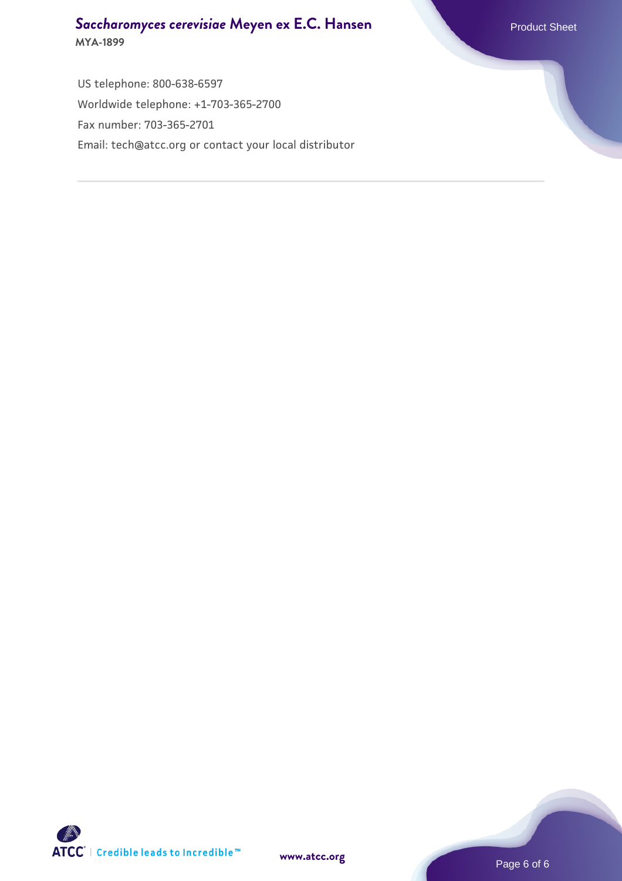US telephone: 800-638-6597

Worldwide telephone: +1-703-365-2700

Fax number: 703-365-2701

Email: tech@atcc.org or contact your local distributor